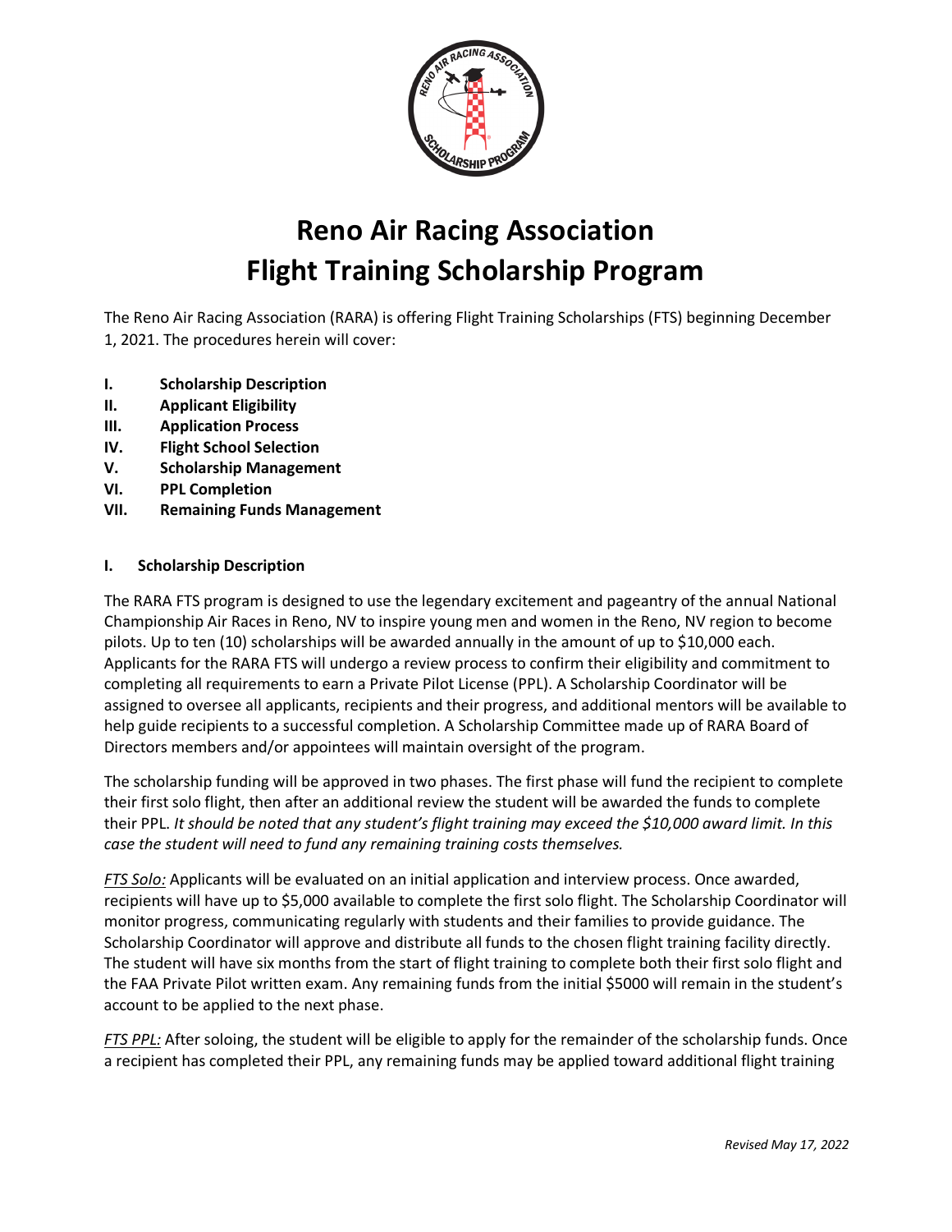# Reno Air Racing Association
# Flight Training Scholarship Program

The Reno Air Racing Association (RARA) is offering Flight Training Scholarships (FTS) beginning December 1, 2021. The procedures herein will cover:

- **I. Scholarship Description**
- **II. Applicant Eligibility**
- **III. Application Process**
- **IV. Flight School Selection**
- **V. Scholarship Management**
- **VI. PPL Completion**
- **VII. Remaining Funds Management**

## I. Scholarship Description

The RARA FTS program is designed to use the legendary excitement and pageantry of the annual National Championship Air Races in Reno, NV to inspire young men and women in the Reno, NV region to become pilots. Up to ten (10) scholarships will be awarded annually in the amount of up to $10,000 each. Applicants for the RARA FTS will undergo a review process to confirm their eligibility and commitment to completing all requirements to earn a Private Pilot License (PPL). A Scholarship Coordinator will be assigned to oversee all applicants, recipients and their progress, and additional mentors will be available to help guide recipients to a successful completion. A Scholarship Committee made up of RARA Board of Directors members and/or appointees will maintain oversight of the program.

The scholarship funding will be approved in two phases. The first phase will fund the recipient to complete their first solo flight, then after an additional review the student will be awarded the funds to complete their PPL. *It should be noted that any student's flight training may exceed the $10,000 award limit. In this case the student will need to fund any remaining training costs themselves.*

*FTS Solo:* Applicants will be evaluated on an initial application and interview process. Once awarded, recipients will have up to $5,000 available to complete the first solo flight. The Scholarship Coordinator will monitor progress, communicating regularly with students and their families to provide guidance. The Scholarship Coordinator will approve and distribute all funds to the chosen flight training facility directly. The student will have six months from the start of flight training to complete both their first solo flight and the FAA Private Pilot written exam. Any remaining funds from the initial $5000 will remain in the student's account to be applied to the next phase.

*FTS PPL:* After soloing, the student will be eligible to apply for the remainder of the scholarship funds. Once a recipient has completed their PPL, any remaining funds may be applied toward additional flight training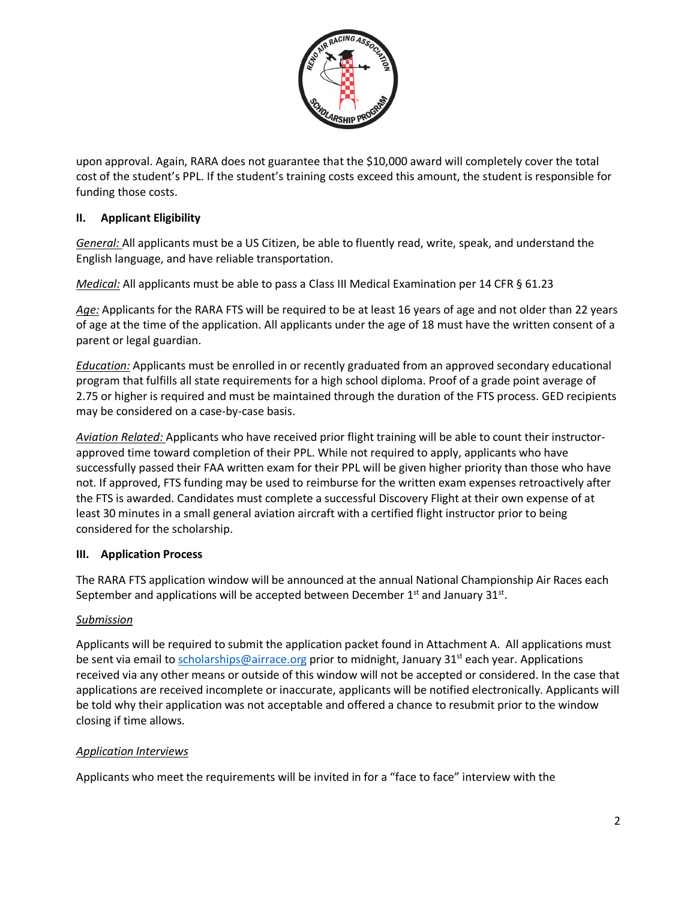upon approval. Again, RARA does not guarantee that the $10,000 award will completely cover the total cost of the student's PPL. If the student's training costs exceed this amount, the student is responsible for funding those costs.

## II. Applicant Eligibility

*General:* All applicants must be a US Citizen, be able to fluently read, write, speak, and understand the English language, and have reliable transportation.

*Medical:* All applicants must be able to pass a Class III Medical Examination per 14 CFR § 61.23

*Age:* Applicants for the RARA FTS will be required to be at least 16 years of age and not older than 22 years of age at the time of the application. All applicants under the age of 18 must have the written consent of a parent or legal guardian.

*Education:* Applicants must be enrolled in or recently graduated from an approved secondary educational program that fulfills all state requirements for a high school diploma. Proof of a grade point average of 2.75 or higher is required and must be maintained through the duration of the FTS process. GED recipients may be considered on a case-by-case basis.

*Aviation Related:* Applicants who have received prior flight training will be able to count their instructor-approved time toward completion of their PPL. While not required to apply, applicants who have successfully passed their FAA written exam for their PPL will be given higher priority than those who have not. If approved, FTS funding may be used to reimburse for the written exam expenses retroactively after the FTS is awarded. Candidates must complete a successful Discovery Flight at their own expense of at least 30 minutes in a small general aviation aircraft with a certified flight instructor prior to being considered for the scholarship.

## III. Application Process

The RARA FTS application window will be announced at the annual National Championship Air Races each September and applications will be accepted between December 1st and January 31st.

### *Submission*

Applicants will be required to submit the application packet found in Attachment A. All applications must be sent via email to scholarships@airrace.org prior to midnight, January 31st each year. Applications received via any other means or outside of this window will not be accepted or considered. In the case that applications are received incomplete or inaccurate, applicants will be notified electronically. Applicants will be told why their application was not acceptable and offered a chance to resubmit prior to the window closing if time allows.

### *Application Interviews*

Applicants who meet the requirements will be invited in for a "face to face" interview with the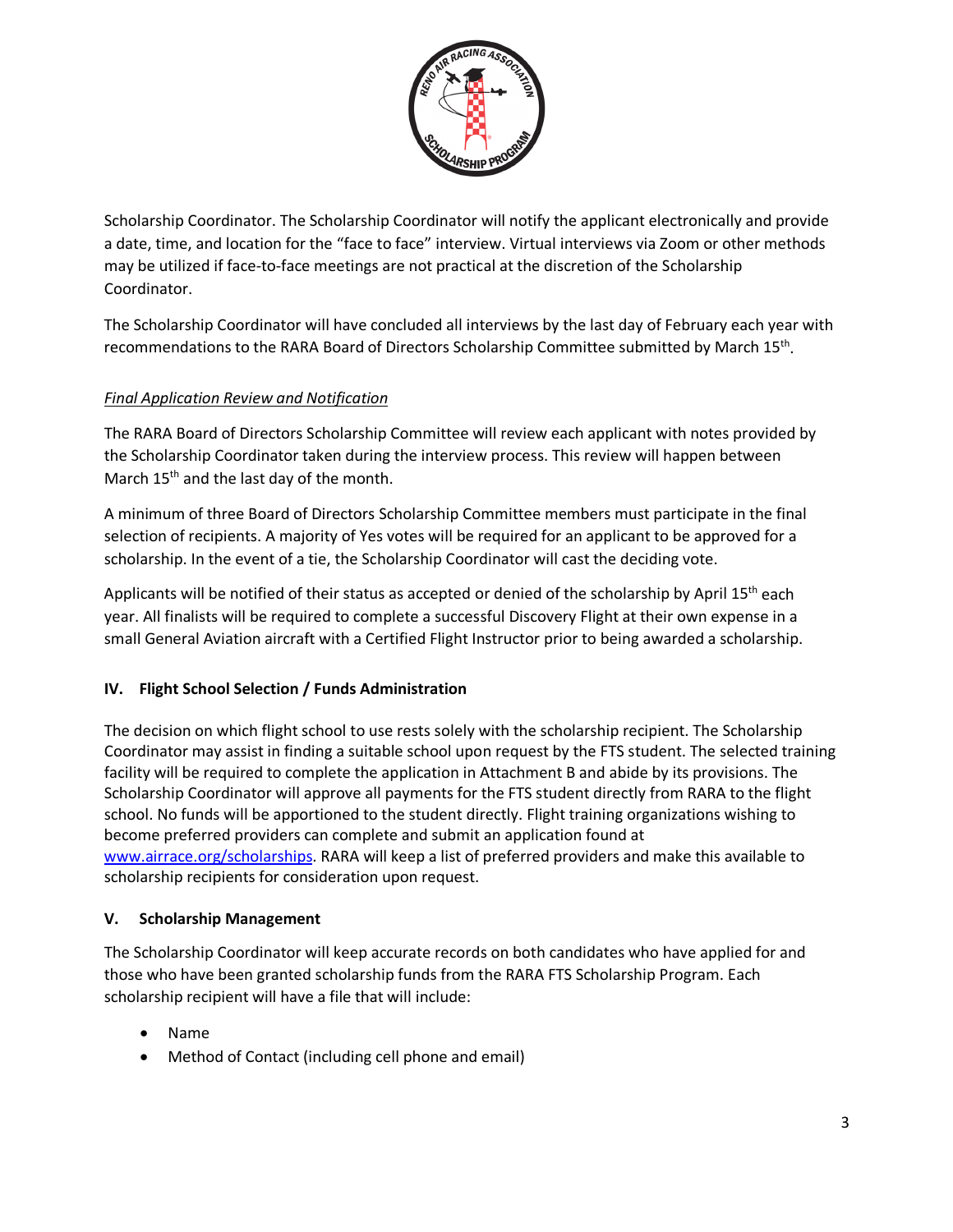Scholarship Coordinator. The Scholarship Coordinator will notify the applicant electronically and provide a date, time, and location for the "face to face" interview. Virtual interviews via Zoom or other methods may be utilized if face-to-face meetings are not practical at the discretion of the Scholarship Coordinator.

The Scholarship Coordinator will have concluded all interviews by the last day of February each year with recommendations to the RARA Board of Directors Scholarship Committee submitted by March 15th.

*Final Application Review and Notification*

The RARA Board of Directors Scholarship Committee will review each applicant with notes provided by the Scholarship Coordinator taken during the interview process. This review will happen between March 15th and the last day of the month.

A minimum of three Board of Directors Scholarship Committee members must participate in the final selection of recipients. A majority of Yes votes will be required for an applicant to be approved for a scholarship. In the event of a tie, the Scholarship Coordinator will cast the deciding vote.

Applicants will be notified of their status as accepted or denied of the scholarship by April 15th each year. All finalists will be required to complete a successful Discovery Flight at their own expense in a small General Aviation aircraft with a Certified Flight Instructor prior to being awarded a scholarship.

## IV. Flight School Selection / Funds Administration

The decision on which flight school to use rests solely with the scholarship recipient. The Scholarship Coordinator may assist in finding a suitable school upon request by the FTS student. The selected training facility will be required to complete the application in Attachment B and abide by its provisions. The Scholarship Coordinator will approve all payments for the FTS student directly from RARA to the flight school. No funds will be apportioned to the student directly. Flight training organizations wishing to become preferred providers can complete and submit an application found at www.airrace.org/scholarships. RARA will keep a list of preferred providers and make this available to scholarship recipients for consideration upon request.

## V. Scholarship Management

The Scholarship Coordinator will keep accurate records on both candidates who have applied for and those who have been granted scholarship funds from the RARA FTS Scholarship Program. Each scholarship recipient will have a file that will include:

- Name
- Method of Contact (including cell phone and email)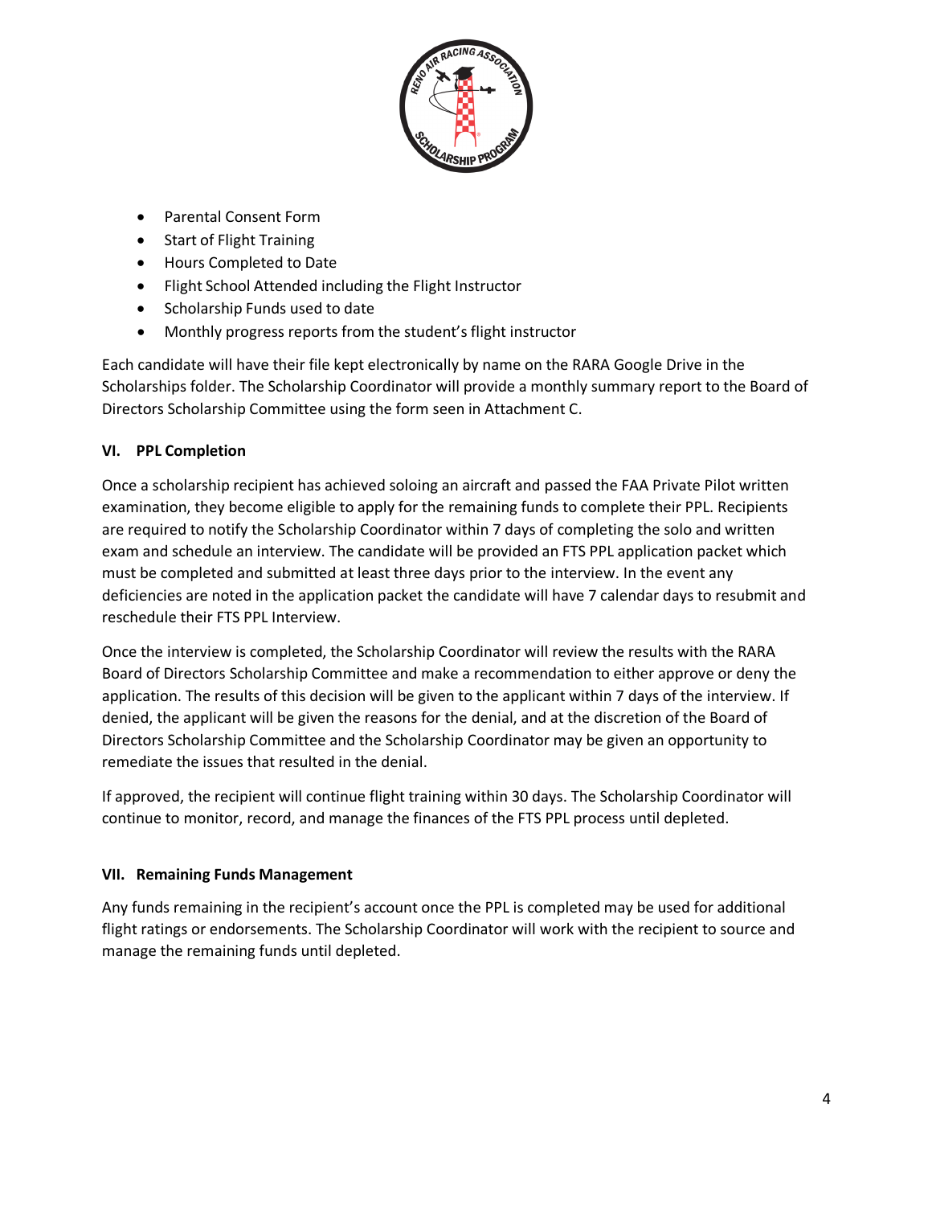- Parental Consent Form
- Start of Flight Training
- Hours Completed to Date
- Flight School Attended including the Flight Instructor
- Scholarship Funds used to date
- Monthly progress reports from the student's flight instructor

Each candidate will have their file kept electronically by name on the RARA Google Drive in the Scholarships folder. The Scholarship Coordinator will provide a monthly summary report to the Board of Directors Scholarship Committee using the form seen in Attachment C.

## VI. PPL Completion

Once a scholarship recipient has achieved soloing an aircraft and passed the FAA Private Pilot written examination, they become eligible to apply for the remaining funds to complete their PPL. Recipients are required to notify the Scholarship Coordinator within 7 days of completing the solo and written exam and schedule an interview. The candidate will be provided an FTS PPL application packet which must be completed and submitted at least three days prior to the interview. In the event any deficiencies are noted in the application packet the candidate will have 7 calendar days to resubmit and reschedule their FTS PPL Interview.

Once the interview is completed, the Scholarship Coordinator will review the results with the RARA Board of Directors Scholarship Committee and make a recommendation to either approve or deny the application. The results of this decision will be given to the applicant within 7 days of the interview. If denied, the applicant will be given the reasons for the denial, and at the discretion of the Board of Directors Scholarship Committee and the Scholarship Coordinator may be given an opportunity to remediate the issues that resulted in the denial.

If approved, the recipient will continue flight training within 30 days. The Scholarship Coordinator will continue to monitor, record, and manage the finances of the FTS PPL process until depleted.

## VII. Remaining Funds Management

Any funds remaining in the recipient's account once the PPL is completed may be used for additional flight ratings or endorsements. The Scholarship Coordinator will work with the recipient to source and manage the remaining funds until depleted.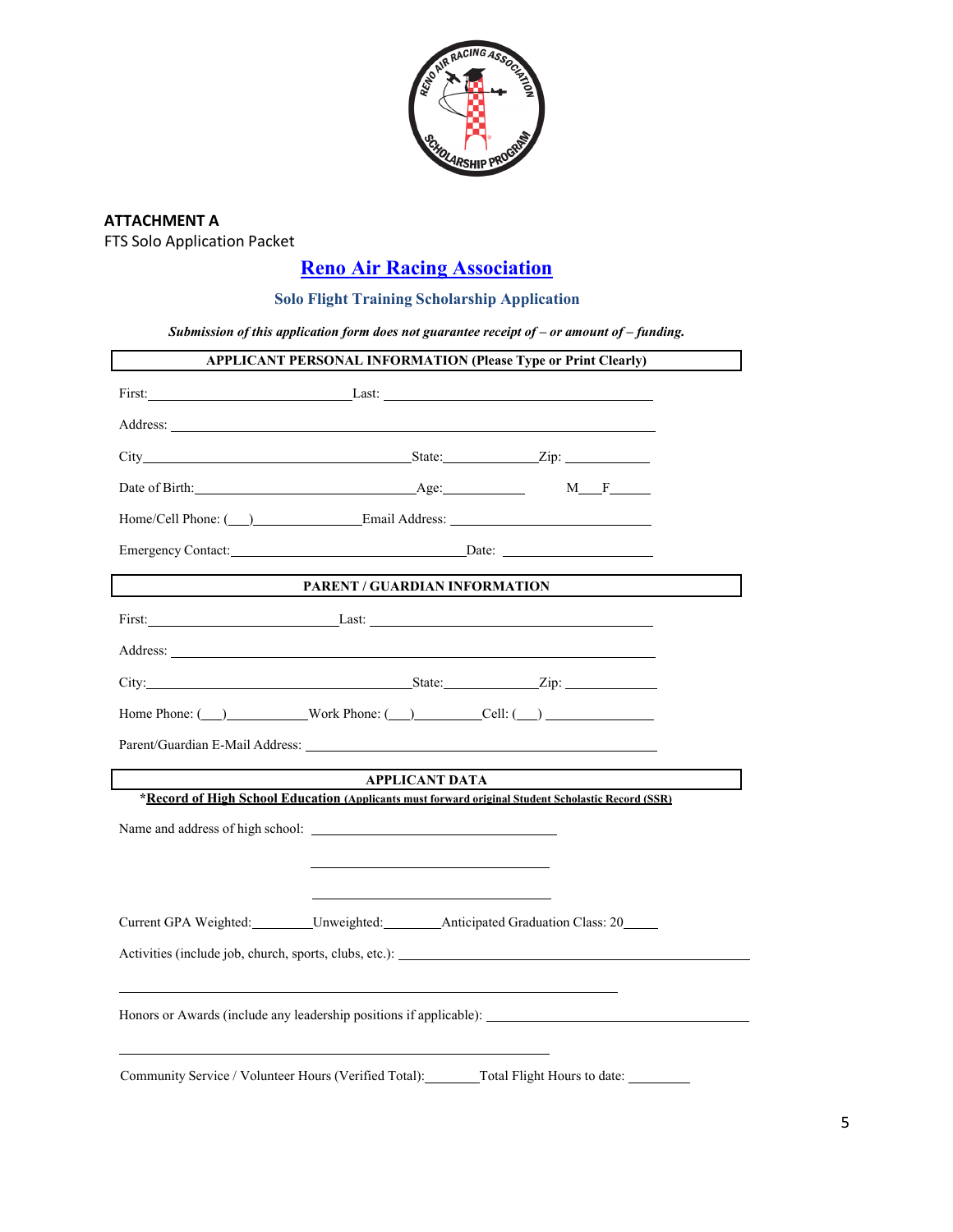**ATTACHMENT A**

FTS Solo Application Packet

# Reno Air Racing Association

## Solo Flight Training Scholarship Application

***Submission of this application form does not guarantee receipt of – or amount of – funding.***

**APPLICANT PERSONAL INFORMATION (Please Type or Print Clearly)**

First:______________________________Last: ______________________________________

Address: ____________________________________________________________________

City______________________________________State:_____________Zip: ____________

Date of Birth:_________________________________Age:____________ M___F______

Home/Cell Phone: (___)_______________Email Address: ____________________________

Emergency Contact:_________________________________Date: ______________________

**PARENT / GUARDIAN INFORMATION**

First:_____________________________Last: ____________________________________

Address: ____________________________________________________________________

City:_____________________________________State:_____________Zip: _____________

Home Phone: (___)___________Work Phone: (___)_________Cell: (___) _______________

Parent/Guardian E-Mail Address: ______________________________________________

**APPLICANT DATA**

***Record of High School Education** **(Applicants must forward original Student Scholastic Record (SSR)**

Name and address of high school: ___________________________________

___________________________________

___________________________________

Current GPA Weighted:________Unweighted:________Anticipated Graduation Class: 20_____

Activities (include job, church, sports, clubs, etc.): ______________________________________________

______________________________________________________________________________

Honors or Awards (include any leadership positions if applicable): _____________________________________

______________________________________________________________________________

Community Service / Volunteer Hours (Verified Total):_______Total Flight Hours to date: _________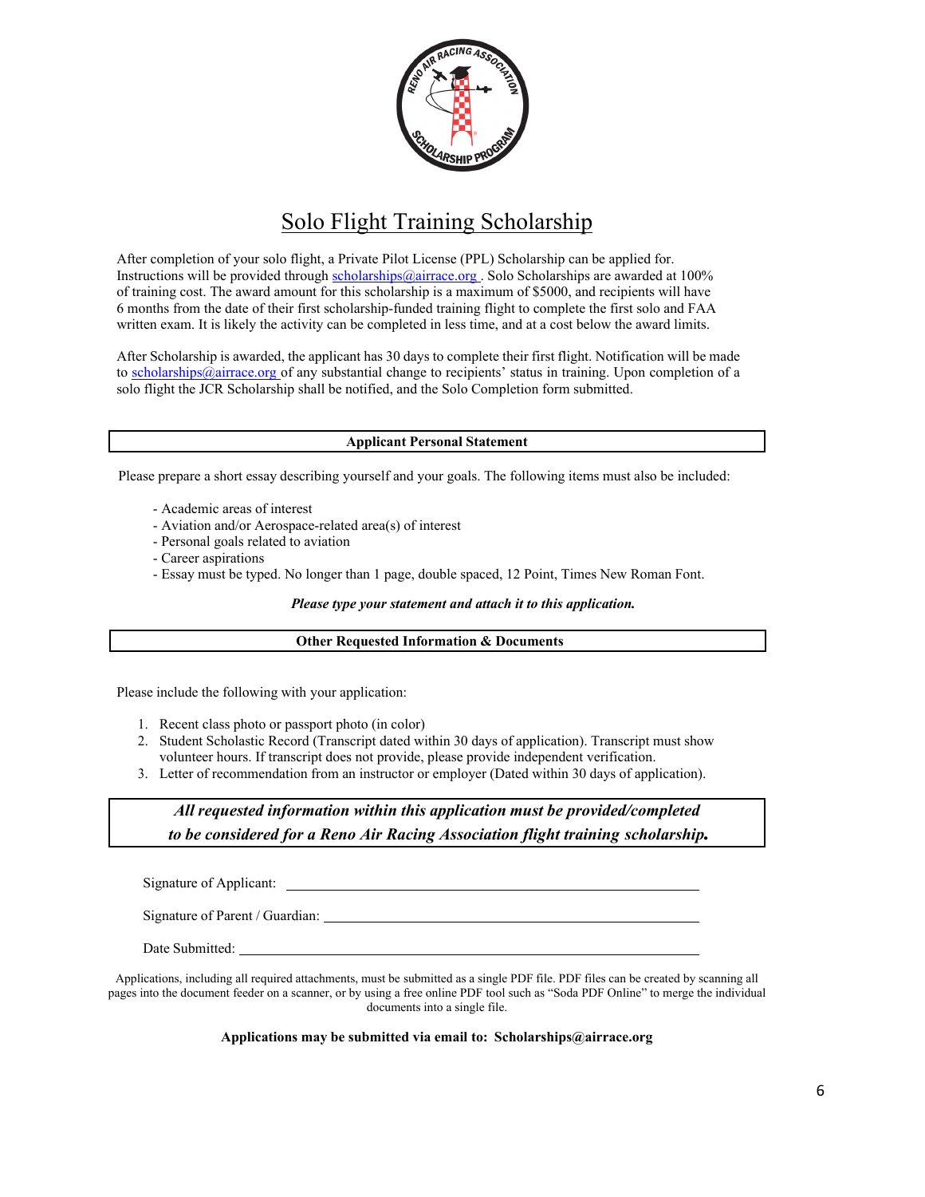# Solo Flight Training Scholarship

After completion of your solo flight, a Private Pilot License (PPL) Scholarship can be applied for. Instructions will be provided through scholarships@airrace.org . Solo Scholarships are awarded at 100% of training cost. The award amount for this scholarship is a maximum of $5000, and recipients will have 6 months from the date of their first scholarship-funded training flight to complete the first solo and FAA written exam. It is likely the activity can be completed in less time, and at a cost below the award limits.

After Scholarship is awarded, the applicant has 30 days to complete their first flight. Notification will be made to scholarships@airrace.org of any substantial change to recipients' status in training. Upon completion of a solo flight the JCR Scholarship shall be notified, and the Solo Completion form submitted.

## Applicant Personal Statement

Please prepare a short essay describing yourself and your goals. The following items must also be included:

- Academic areas of interest
- Aviation and/or Aerospace-related area(s) of interest
- Personal goals related to aviation
- Career aspirations
- Essay must be typed. No longer than 1 page, double spaced, 12 Point, Times New Roman Font.

***Please type your statement and attach it to this application.***

## Other Requested Information & Documents

Please include the following with your application:

1. Recent class photo or passport photo (in color)
2. Student Scholastic Record (Transcript dated within 30 days of application). Transcript must show volunteer hours. If transcript does not provide, please provide independent verification.
3. Letter of recommendation from an instructor or employer (Dated within 30 days of application).

***All requested information within this application must be provided/completed to be considered for a Reno Air Racing Association flight training scholarship.***

Signature of Applicant: ______________________________

Signature of Parent / Guardian: ______________________________

Date Submitted: ______________________________

Applications, including all required attachments, must be submitted as a single PDF file. PDF files can be created by scanning all pages into the document feeder on a scanner, or by using a free online PDF tool such as "Soda PDF Online" to merge the individual documents into a single file.

**Applications may be submitted via email to: Scholarships@airrace.org**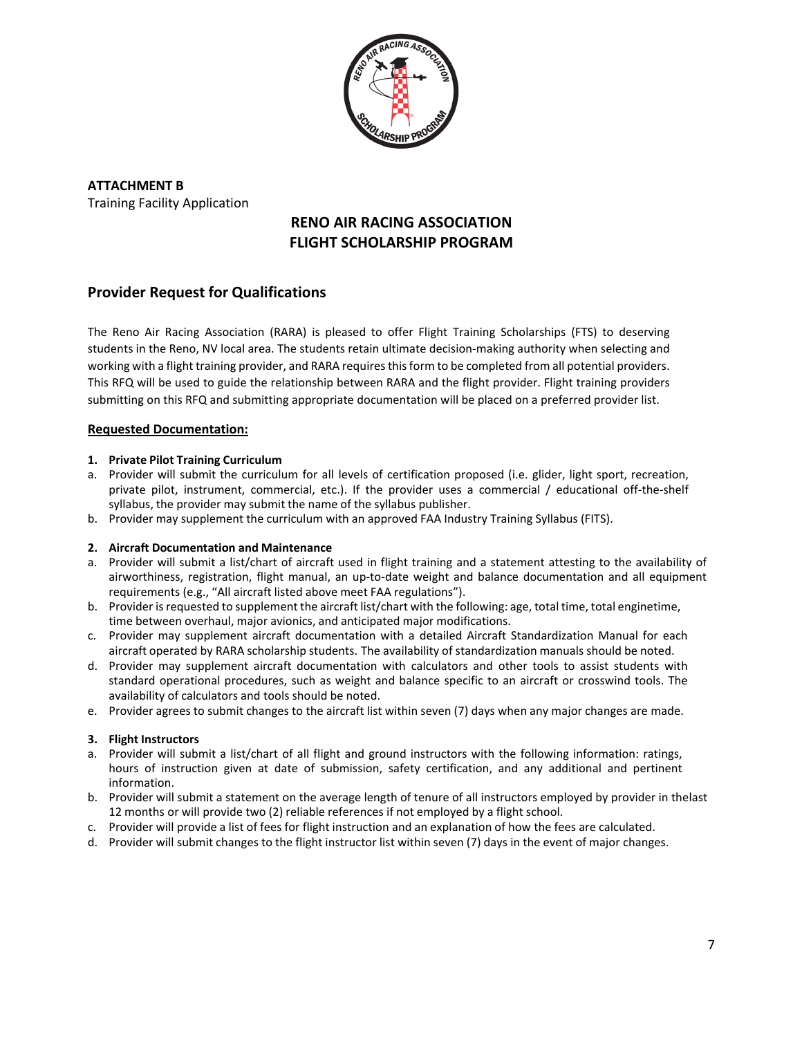**ATTACHMENT B**
Training Facility Application

## RENO AIR RACING ASSOCIATION
## FLIGHT SCHOLARSHIP PROGRAM

## Provider Request for Qualifications

The Reno Air Racing Association (RARA) is pleased to offer Flight Training Scholarships (FTS) to deserving students in the Reno, NV local area. The students retain ultimate decision-making authority when selecting and working with a flight training provider, and RARA requires this form to be completed from all potential providers. This RFQ will be used to guide the relationship between RARA and the flight provider. Flight training providers submitting on this RFQ and submitting appropriate documentation will be placed on a preferred provider list.

### Requested Documentation:

**1. Private Pilot Training Curriculum**

a. Provider will submit the curriculum for all levels of certification proposed (i.e. glider, light sport, recreation, private pilot, instrument, commercial, etc.). If the provider uses a commercial / educational off-the-shelf syllabus, the provider may submit the name of the syllabus publisher.
b. Provider may supplement the curriculum with an approved FAA Industry Training Syllabus (FITS).

**2. Aircraft Documentation and Maintenance**

a. Provider will submit a list/chart of aircraft used in flight training and a statement attesting to the availability of airworthiness, registration, flight manual, an up-to-date weight and balance documentation and all equipment requirements (e.g., "All aircraft listed above meet FAA regulations").
b. Provider is requested to supplement the aircraft list/chart with the following: age, total time, total enginetime, time between overhaul, major avionics, and anticipated major modifications.
c. Provider may supplement aircraft documentation with a detailed Aircraft Standardization Manual for each aircraft operated by RARA scholarship students. The availability of standardization manuals should be noted.
d. Provider may supplement aircraft documentation with calculators and other tools to assist students with standard operational procedures, such as weight and balance specific to an aircraft or crosswind tools. The availability of calculators and tools should be noted.
e. Provider agrees to submit changes to the aircraft list within seven (7) days when any major changes are made.

**3. Flight Instructors**

a. Provider will submit a list/chart of all flight and ground instructors with the following information: ratings, hours of instruction given at date of submission, safety certification, and any additional and pertinent information.
b. Provider will submit a statement on the average length of tenure of all instructors employed by provider in thelast 12 months or will provide two (2) reliable references if not employed by a flight school.
c. Provider will provide a list of fees for flight instruction and an explanation of how the fees are calculated.
d. Provider will submit changes to the flight instructor list within seven (7) days in the event of major changes.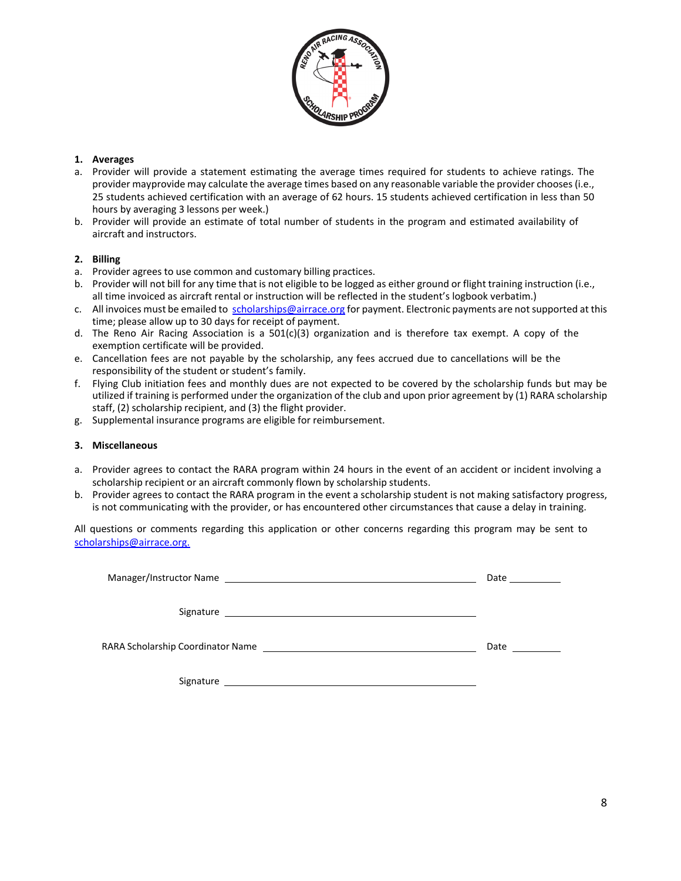## 1. Averages

a. Provider will provide a statement estimating the average times required for students to achieve ratings. The provider mayprovide may calculate the average times based on any reasonable variable the provider chooses (i.e., 25 students achieved certification with an average of 62 hours. 15 students achieved certification in less than 50 hours by averaging 3 lessons per week.)

b. Provider will provide an estimate of total number of students in the program and estimated availability of aircraft and instructors.

## 2. Billing

a. Provider agrees to use common and customary billing practices.

b. Provider will not bill for any time that is not eligible to be logged as either ground or flight training instruction (i.e., all time invoiced as aircraft rental or instruction will be reflected in the student's logbook verbatim.)

c. All invoices must be emailed to scholarships@airrace.org for payment. Electronic payments are not supported at this time; please allow up to 30 days for receipt of payment.

d. The Reno Air Racing Association is a 501(c)(3) organization and is therefore tax exempt. A copy of the exemption certificate will be provided.

e. Cancellation fees are not payable by the scholarship, any fees accrued due to cancellations will be the responsibility of the student or student's family.

f. Flying Club initiation fees and monthly dues are not expected to be covered by the scholarship funds but may be utilized if training is performed under the organization of the club and upon prior agreement by (1) RARA scholarship staff, (2) scholarship recipient, and (3) the flight provider.

g. Supplemental insurance programs are eligible for reimbursement.

## 3. Miscellaneous

a. Provider agrees to contact the RARA program within 24 hours in the event of an accident or incident involving a scholarship recipient or an aircraft commonly flown by scholarship students.

b. Provider agrees to contact the RARA program in the event a scholarship student is not making satisfactory progress, is not communicating with the provider, or has encountered other circumstances that cause a delay in training.

All questions or comments regarding this application or other concerns regarding this program may be sent to scholarships@airrace.org.

Manager/Instructor Name ______________________________ Date __________

Signature ______________________________

RARA Scholarship Coordinator Name ______________________________ Date __________

Signature ______________________________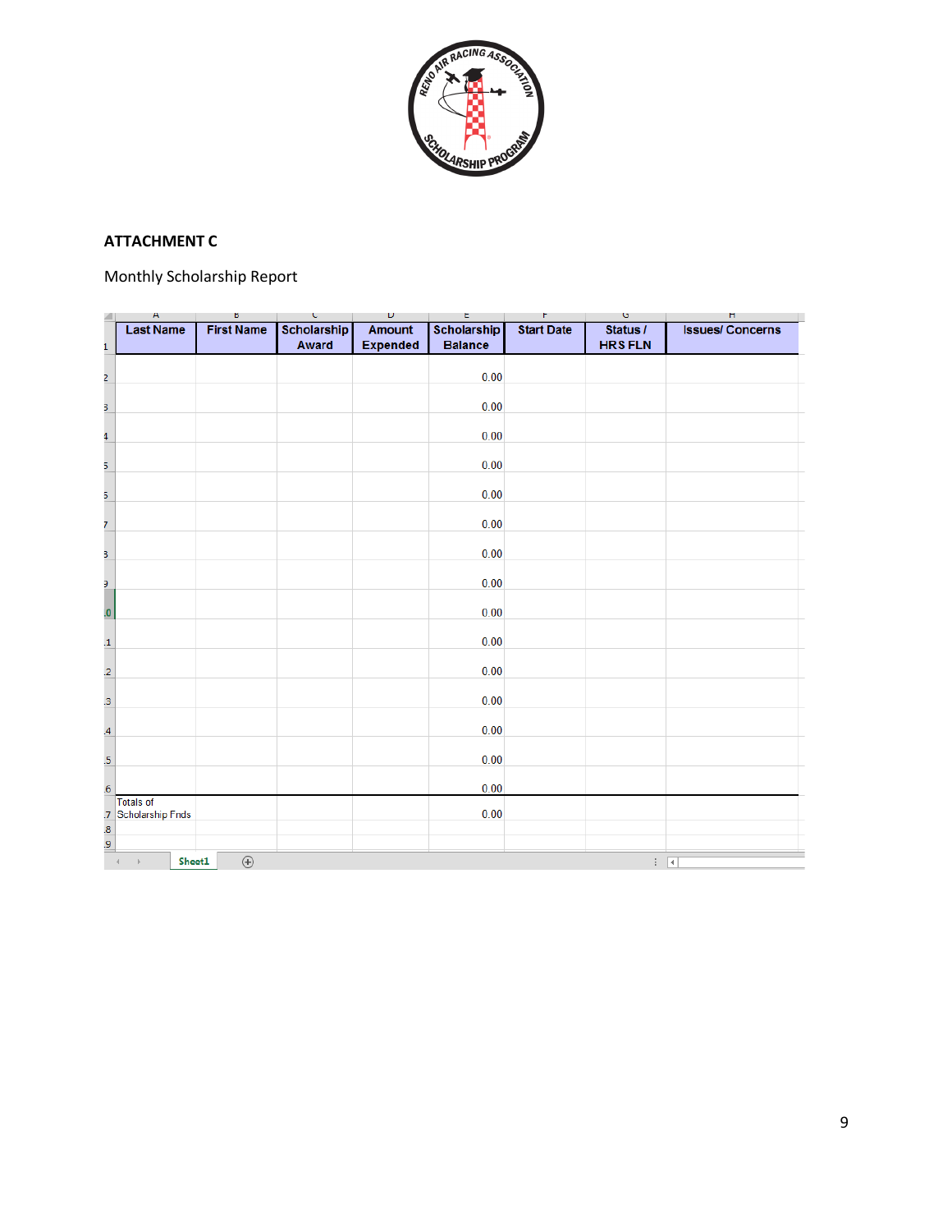**ATTACHMENT C**

Monthly Scholarship Report

| Last Name | First Name | Scholarship Award | Amount Expended | Scholarship Balance | Start Date | Status / HRS FLN | Issues/ Concerns |
|---|---|---|---|---|---|---|---|
| | | | | 0.00 | | | |
| | | | | 0.00 | | | |
| | | | | 0.00 | | | |
| | | | | 0.00 | | | |
| | | | | 0.00 | | | |
| | | | | 0.00 | | | |
| | | | | 0.00 | | | |
| | | | | 0.00 | | | |
| | | | | 0.00 | | | |
| | | | | 0.00 | | | |
| | | | | 0.00 | | | |
| | | | | 0.00 | | | |
| | | | | 0.00 | | | |
| | | | | 0.00 | | | |
| | | | | 0.00 | | | |
| Totals of Scholarship Fnds | | | | 0.00 | | | |